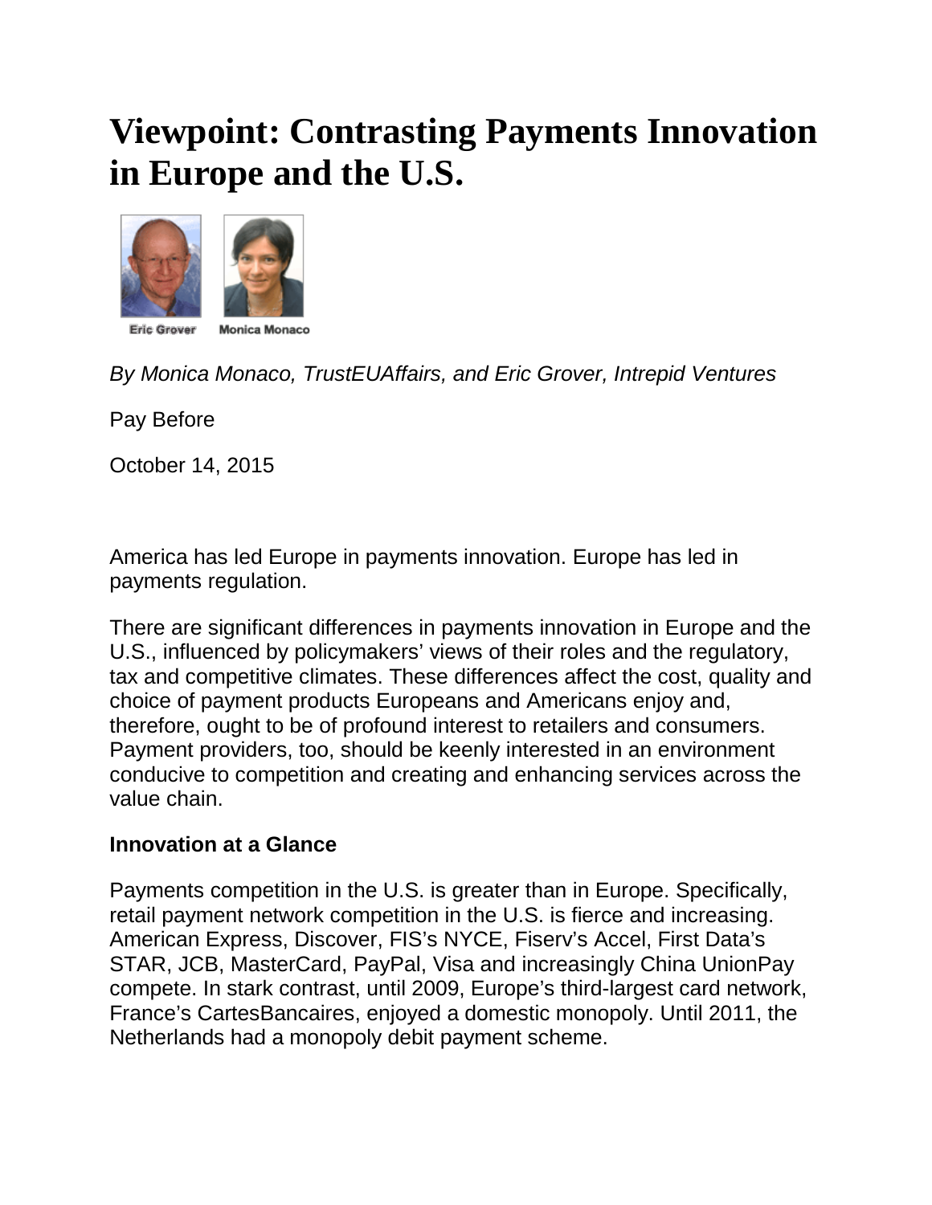# Viewpoint: Contrasting Payments Innovation in Europe and the U.S.

Eric Grover     Monica Monaco

*By Monica Monaco, TrustEUAffairs, and Eric Grover, Intrepid Ventures*

Pay Before

October 14, 2015

America has led Europe in payments innovation. Europe has led in payments regulation.

There are significant differences in payments innovation in Europe and the U.S., influenced by policymakers' views of their roles and the regulatory, tax and competitive climates. These differences affect the cost, quality and choice of payment products Europeans and Americans enjoy and, therefore, ought to be of profound interest to retailers and consumers. Payment providers, too, should be keenly interested in an environment conducive to competition and creating and enhancing services across the value chain.

**Innovation at a Glance**

Payments competition in the U.S. is greater than in Europe. Specifically, retail payment network competition in the U.S. is fierce and increasing. American Express, Discover, FIS's NYCE, Fiserv's Accel, First Data's STAR, JCB, MasterCard, PayPal, Visa and increasingly China UnionPay compete. In stark contrast, until 2009, Europe's third-largest card network, France's CartesBancaires, enjoyed a domestic monopoly. Until 2011, the Netherlands had a monopoly debit payment scheme.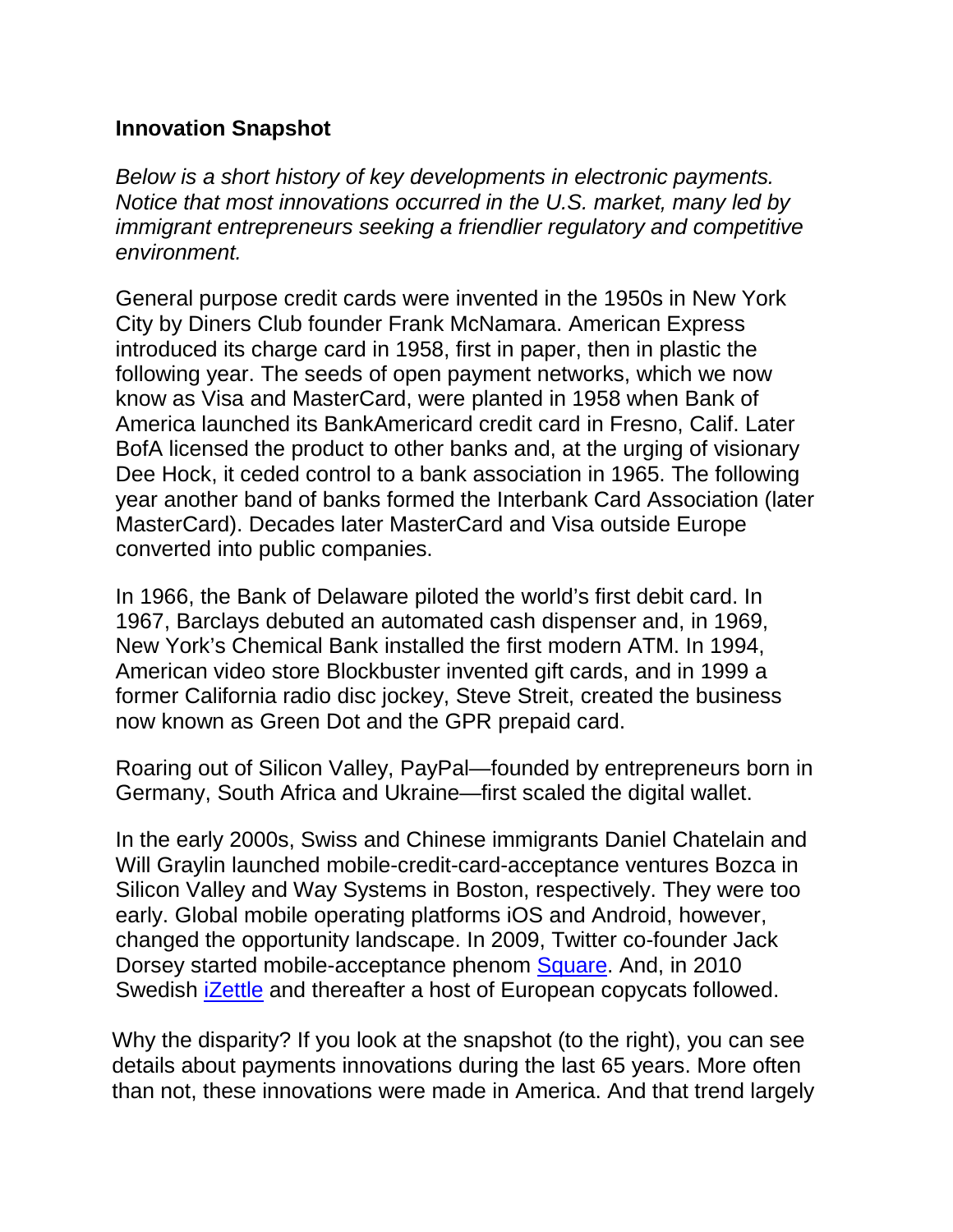**Innovation Snapshot**

*Below is a short history of key developments in electronic payments. Notice that most innovations occurred in the U.S. market, many led by immigrant entrepreneurs seeking a friendlier regulatory and competitive environment.*

General purpose credit cards were invented in the 1950s in New York City by Diners Club founder Frank McNamara. American Express introduced its charge card in 1958, first in paper, then in plastic the following year. The seeds of open payment networks, which we now know as Visa and MasterCard, were planted in 1958 when Bank of America launched its BankAmericard credit card in Fresno, Calif. Later BofA licensed the product to other banks and, at the urging of visionary Dee Hock, it ceded control to a bank association in 1965. The following year another band of banks formed the Interbank Card Association (later MasterCard). Decades later MasterCard and Visa outside Europe converted into public companies.

In 1966, the Bank of Delaware piloted the world's first debit card. In 1967, Barclays debuted an automated cash dispenser and, in 1969, New York's Chemical Bank installed the first modern ATM. In 1994, American video store Blockbuster invented gift cards, and in 1999 a former California radio disc jockey, Steve Streit, created the business now known as Green Dot and the GPR prepaid card.

Roaring out of Silicon Valley, PayPal—founded by entrepreneurs born in Germany, South Africa and Ukraine—first scaled the digital wallet.

In the early 2000s, Swiss and Chinese immigrants Daniel Chatelain and Will Graylin launched mobile-credit-card-acceptance ventures Bozca in Silicon Valley and Way Systems in Boston, respectively. They were too early. Global mobile operating platforms iOS and Android, however, changed the opportunity landscape. In 2009, Twitter co-founder Jack Dorsey started mobile-acceptance phenom [Square](). And, in 2010 Swedish [iZettle]() and thereafter a host of European copycats followed.

Why the disparity? If you look at the snapshot (to the right), you can see details about payments innovations during the last 65 years. More often than not, these innovations were made in America. And that trend largely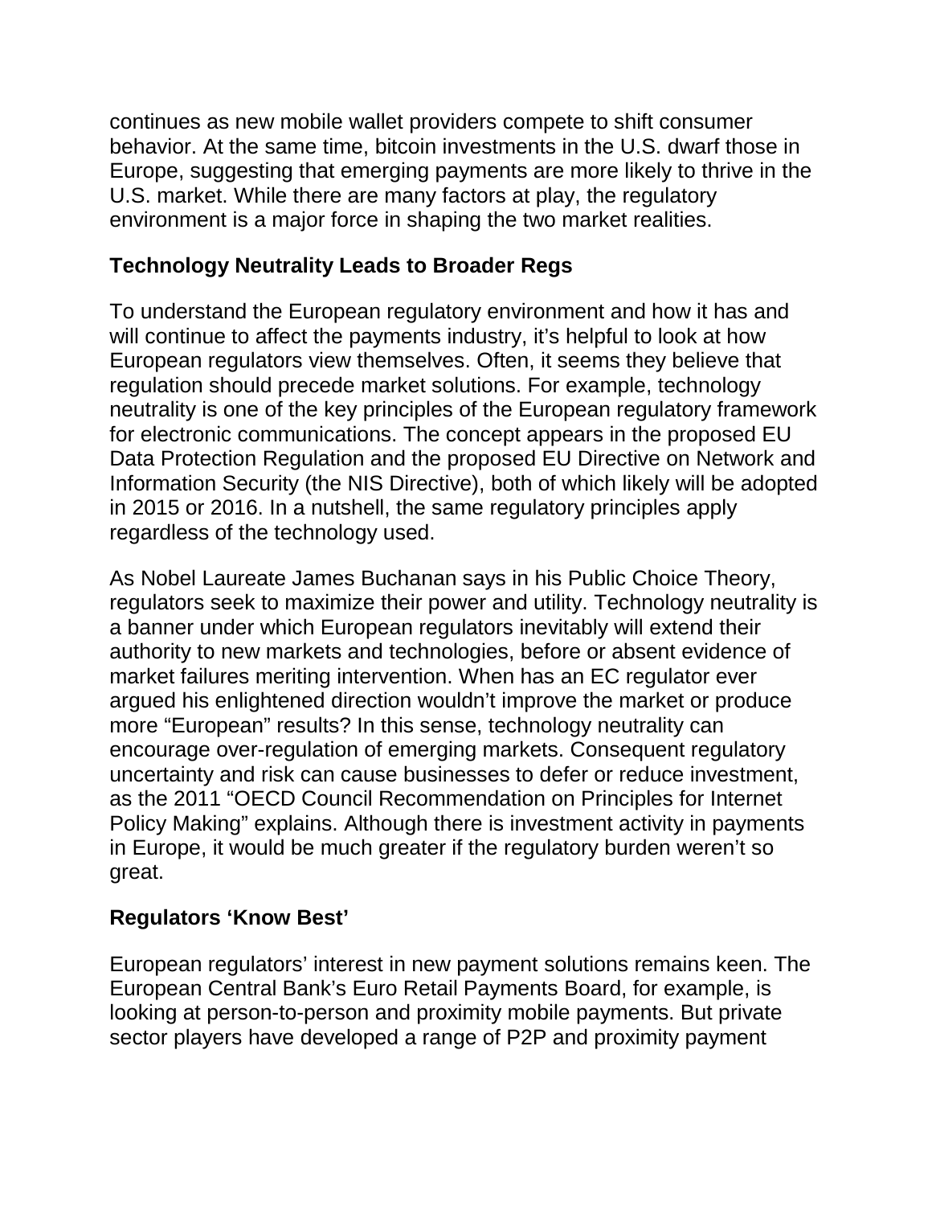continues as new mobile wallet providers compete to shift consumer behavior. At the same time, bitcoin investments in the U.S. dwarf those in Europe, suggesting that emerging payments are more likely to thrive in the U.S. market. While there are many factors at play, the regulatory environment is a major force in shaping the two market realities.

## Technology Neutrality Leads to Broader Regs

To understand the European regulatory environment and how it has and will continue to affect the payments industry, it's helpful to look at how European regulators view themselves. Often, it seems they believe that regulation should precede market solutions. For example, technology neutrality is one of the key principles of the European regulatory framework for electronic communications. The concept appears in the proposed EU Data Protection Regulation and the proposed EU Directive on Network and Information Security (the NIS Directive), both of which likely will be adopted in 2015 or 2016. In a nutshell, the same regulatory principles apply regardless of the technology used.

As Nobel Laureate James Buchanan says in his Public Choice Theory, regulators seek to maximize their power and utility. Technology neutrality is a banner under which European regulators inevitably will extend their authority to new markets and technologies, before or absent evidence of market failures meriting intervention. When has an EC regulator ever argued his enlightened direction wouldn't improve the market or produce more "European" results? In this sense, technology neutrality can encourage over-regulation of emerging markets. Consequent regulatory uncertainty and risk can cause businesses to defer or reduce investment, as the 2011 "OECD Council Recommendation on Principles for Internet Policy Making" explains. Although there is investment activity in payments in Europe, it would be much greater if the regulatory burden weren't so great.

## Regulators 'Know Best'

European regulators' interest in new payment solutions remains keen. The European Central Bank's Euro Retail Payments Board, for example, is looking at person-to-person and proximity mobile payments. But private sector players have developed a range of P2P and proximity payment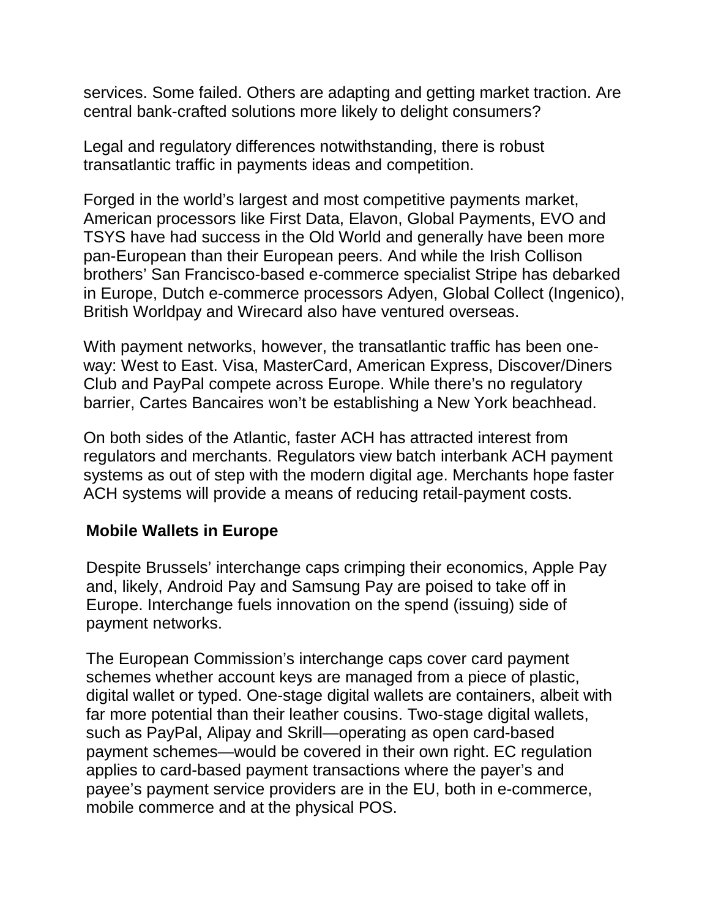services. Some failed. Others are adapting and getting market traction. Are central bank-crafted solutions more likely to delight consumers?

Legal and regulatory differences notwithstanding, there is robust transatlantic traffic in payments ideas and competition.

Forged in the world's largest and most competitive payments market, American processors like First Data, Elavon, Global Payments, EVO and TSYS have had success in the Old World and generally have been more pan-European than their European peers. And while the Irish Collison brothers' San Francisco-based e-commerce specialist Stripe has debarked in Europe, Dutch e-commerce processors Adyen, Global Collect (Ingenico), British Worldpay and Wirecard also have ventured overseas.

With payment networks, however, the transatlantic traffic has been one-way: West to East. Visa, MasterCard, American Express, Discover/Diners Club and PayPal compete across Europe. While there's no regulatory barrier, Cartes Bancaires won't be establishing a New York beachhead.

On both sides of the Atlantic, faster ACH has attracted interest from regulators and merchants. Regulators view batch interbank ACH payment systems as out of step with the modern digital age. Merchants hope faster ACH systems will provide a means of reducing retail-payment costs.

## Mobile Wallets in Europe

Despite Brussels' interchange caps crimping their economics, Apple Pay and, likely, Android Pay and Samsung Pay are poised to take off in Europe. Interchange fuels innovation on the spend (issuing) side of payment networks.

The European Commission's interchange caps cover card payment schemes whether account keys are managed from a piece of plastic, digital wallet or typed. One-stage digital wallets are containers, albeit with far more potential than their leather cousins. Two-stage digital wallets, such as PayPal, Alipay and Skrill—operating as open card-based payment schemes—would be covered in their own right. EC regulation applies to card-based payment transactions where the payer's and payee's payment service providers are in the EU, both in e-commerce, mobile commerce and at the physical POS.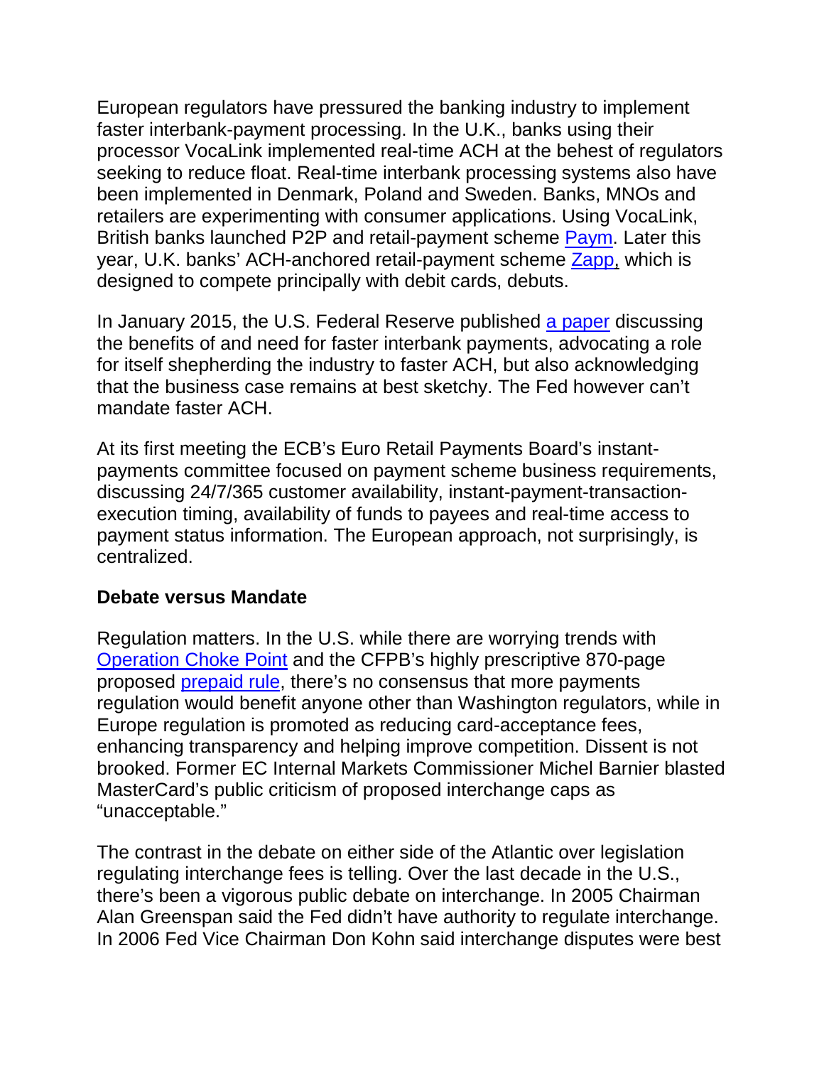European regulators have pressured the banking industry to implement faster interbank-payment processing. In the U.K., banks using their processor VocaLink implemented real-time ACH at the behest of regulators seeking to reduce float. Real-time interbank processing systems also have been implemented in Denmark, Poland and Sweden. Banks, MNOs and retailers are experimenting with consumer applications. Using VocaLink, British banks launched P2P and retail-payment scheme Paym. Later this year, U.K. banks' ACH-anchored retail-payment scheme Zapp, which is designed to compete principally with debit cards, debuts.

In January 2015, the U.S. Federal Reserve published a paper discussing the benefits of and need for faster interbank payments, advocating a role for itself shepherding the industry to faster ACH, but also acknowledging that the business case remains at best sketchy. The Fed however can't mandate faster ACH.

At its first meeting the ECB's Euro Retail Payments Board's instant-payments committee focused on payment scheme business requirements, discussing 24/7/365 customer availability, instant-payment-transaction-execution timing, availability of funds to payees and real-time access to payment status information. The European approach, not surprisingly, is centralized.

**Debate versus Mandate**

Regulation matters. In the U.S. while there are worrying trends with Operation Choke Point and the CFPB's highly prescriptive 870-page proposed prepaid rule, there's no consensus that more payments regulation would benefit anyone other than Washington regulators, while in Europe regulation is promoted as reducing card-acceptance fees, enhancing transparency and helping improve competition. Dissent is not brooked. Former EC Internal Markets Commissioner Michel Barnier blasted MasterCard's public criticism of proposed interchange caps as "unacceptable."

The contrast in the debate on either side of the Atlantic over legislation regulating interchange fees is telling. Over the last decade in the U.S., there's been a vigorous public debate on interchange. In 2005 Chairman Alan Greenspan said the Fed didn't have authority to regulate interchange. In 2006 Fed Vice Chairman Don Kohn said interchange disputes were best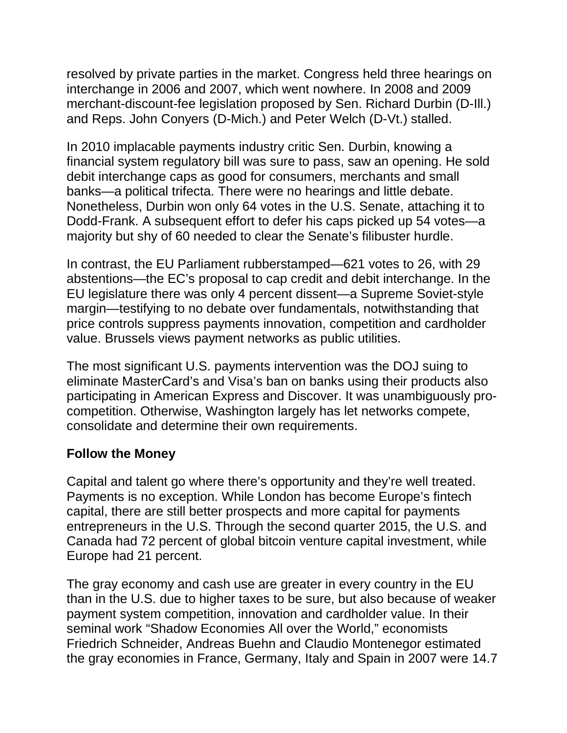resolved by private parties in the market. Congress held three hearings on interchange in 2006 and 2007, which went nowhere. In 2008 and 2009 merchant-discount-fee legislation proposed by Sen. Richard Durbin (D-Ill.) and Reps. John Conyers (D-Mich.) and Peter Welch (D-Vt.) stalled.

In 2010 implacable payments industry critic Sen. Durbin, knowing a financial system regulatory bill was sure to pass, saw an opening. He sold debit interchange caps as good for consumers, merchants and small banks—a political trifecta. There were no hearings and little debate. Nonetheless, Durbin won only 64 votes in the U.S. Senate, attaching it to Dodd-Frank. A subsequent effort to defer his caps picked up 54 votes—a majority but shy of 60 needed to clear the Senate's filibuster hurdle.

In contrast, the EU Parliament rubberstamped—621 votes to 26, with 29 abstentions—the EC's proposal to cap credit and debit interchange. In the EU legislature there was only 4 percent dissent—a Supreme Soviet-style margin—testifying to no debate over fundamentals, notwithstanding that price controls suppress payments innovation, competition and cardholder value. Brussels views payment networks as public utilities.

The most significant U.S. payments intervention was the DOJ suing to eliminate MasterCard's and Visa's ban on banks using their products also participating in American Express and Discover. It was unambiguously pro-competition. Otherwise, Washington largely has let networks compete, consolidate and determine their own requirements.

**Follow the Money**

Capital and talent go where there's opportunity and they're well treated. Payments is no exception. While London has become Europe's fintech capital, there are still better prospects and more capital for payments entrepreneurs in the U.S. Through the second quarter 2015, the U.S. and Canada had 72 percent of global bitcoin venture capital investment, while Europe had 21 percent.

The gray economy and cash use are greater in every country in the EU than in the U.S. due to higher taxes to be sure, but also because of weaker payment system competition, innovation and cardholder value. In their seminal work "Shadow Economies All over the World," economists Friedrich Schneider, Andreas Buehn and Claudio Montenegor estimated the gray economies in France, Germany, Italy and Spain in 2007 were 14.7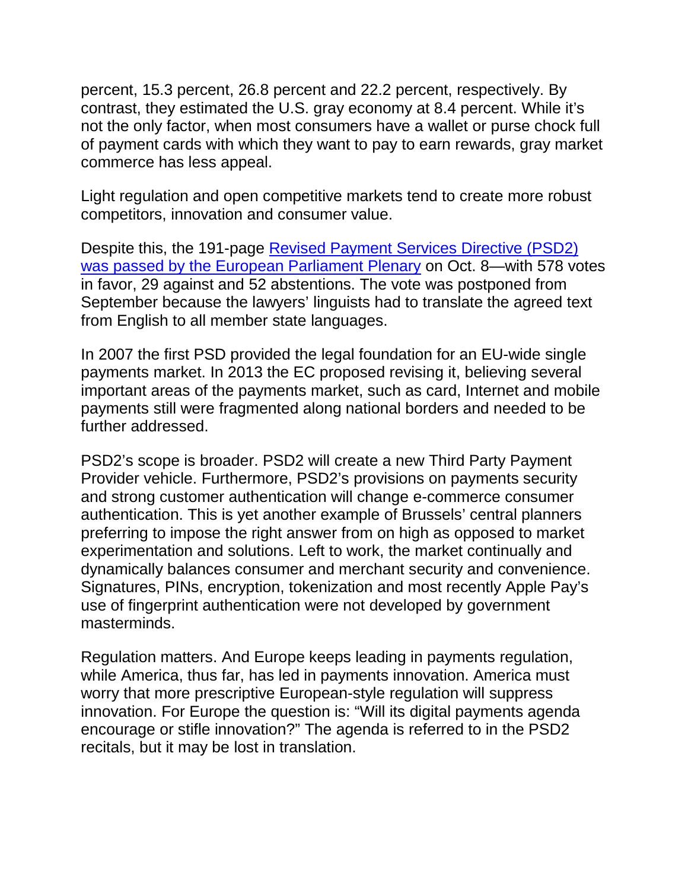percent, 15.3 percent, 26.8 percent and 22.2 percent, respectively. By contrast, they estimated the U.S. gray economy at 8.4 percent. While it's not the only factor, when most consumers have a wallet or purse chock full of payment cards with which they want to pay to earn rewards, gray market commerce has less appeal.

Light regulation and open competitive markets tend to create more robust competitors, innovation and consumer value.

Despite this, the 191-page [Revised Payment Services Directive (PSD2) was passed by the European Parliament Plenary]() on Oct. 8—with 578 votes in favor, 29 against and 52 abstentions. The vote was postponed from September because the lawyers' linguists had to translate the agreed text from English to all member state languages.

In 2007 the first PSD provided the legal foundation for an EU-wide single payments market. In 2013 the EC proposed revising it, believing several important areas of the payments market, such as card, Internet and mobile payments still were fragmented along national borders and needed to be further addressed.

PSD2's scope is broader. PSD2 will create a new Third Party Payment Provider vehicle. Furthermore, PSD2's provisions on payments security and strong customer authentication will change e-commerce consumer authentication. This is yet another example of Brussels' central planners preferring to impose the right answer from on high as opposed to market experimentation and solutions. Left to work, the market continually and dynamically balances consumer and merchant security and convenience. Signatures, PINs, encryption, tokenization and most recently Apple Pay's use of fingerprint authentication were not developed by government masterminds.

Regulation matters. And Europe keeps leading in payments regulation, while America, thus far, has led in payments innovation. America must worry that more prescriptive European-style regulation will suppress innovation. For Europe the question is: "Will its digital payments agenda encourage or stifle innovation?" The agenda is referred to in the PSD2 recitals, but it may be lost in translation.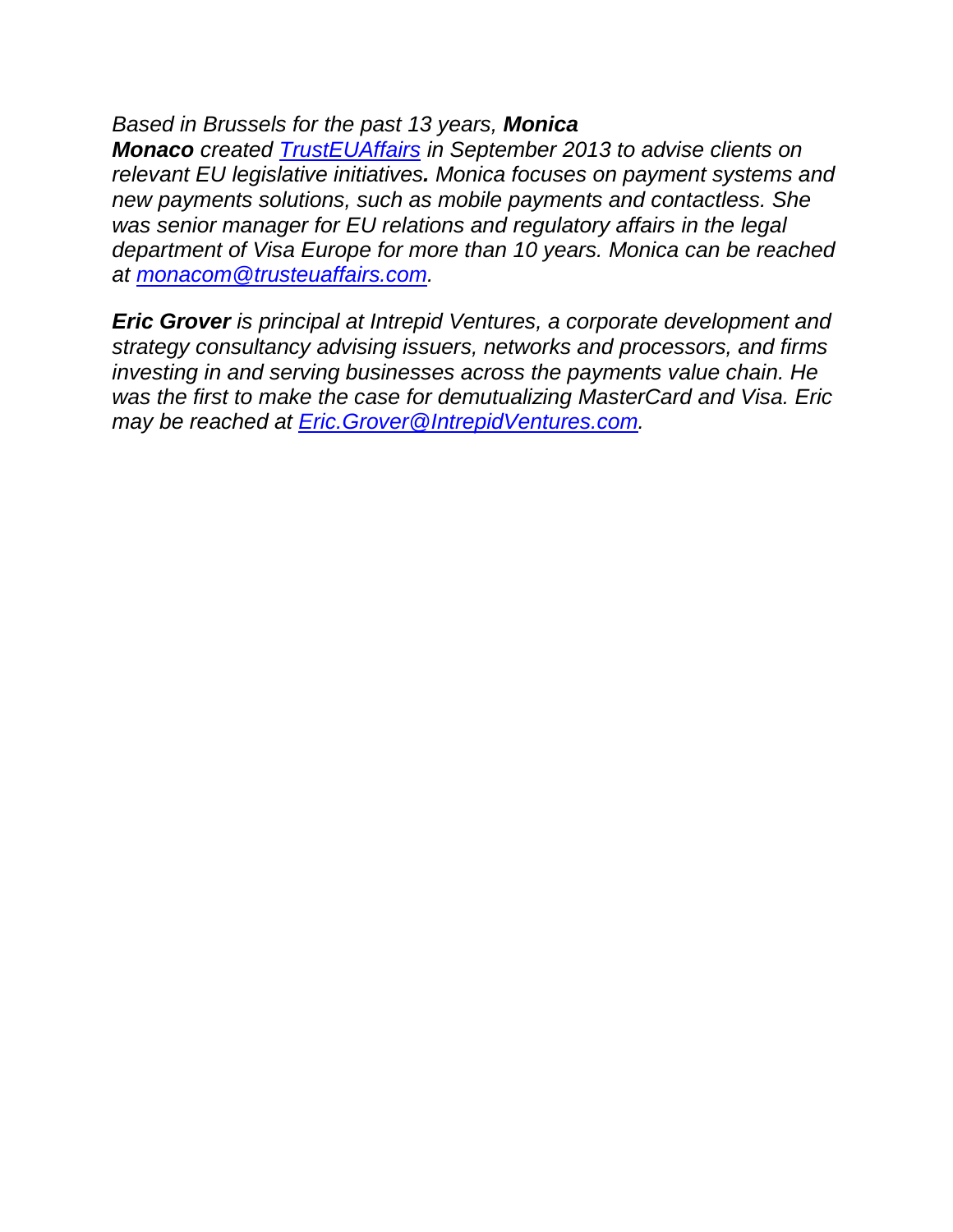*Based in Brussels for the past 13 years, **Monica Monaco** created [TrustEUAffairs](TrustEUAffairs) in September 2013 to advise clients on relevant EU legislative initiatives**.** Monica focuses on payment systems and new payments solutions, such as mobile payments and contactless. She was senior manager for EU relations and regulatory affairs in the legal department of Visa Europe for more than 10 years. Monica can be reached at [monacom@trusteuaffairs.com](mailto:monacom@trusteuaffairs.com).*

***Eric Grover** is principal at Intrepid Ventures, a corporate development and strategy consultancy advising issuers, networks and processors, and firms investing in and serving businesses across the payments value chain. He was the first to make the case for demutualizing MasterCard and Visa. Eric may be reached at [Eric.Grover@IntrepidVentures.com](mailto:Eric.Grover@IntrepidVentures.com).*